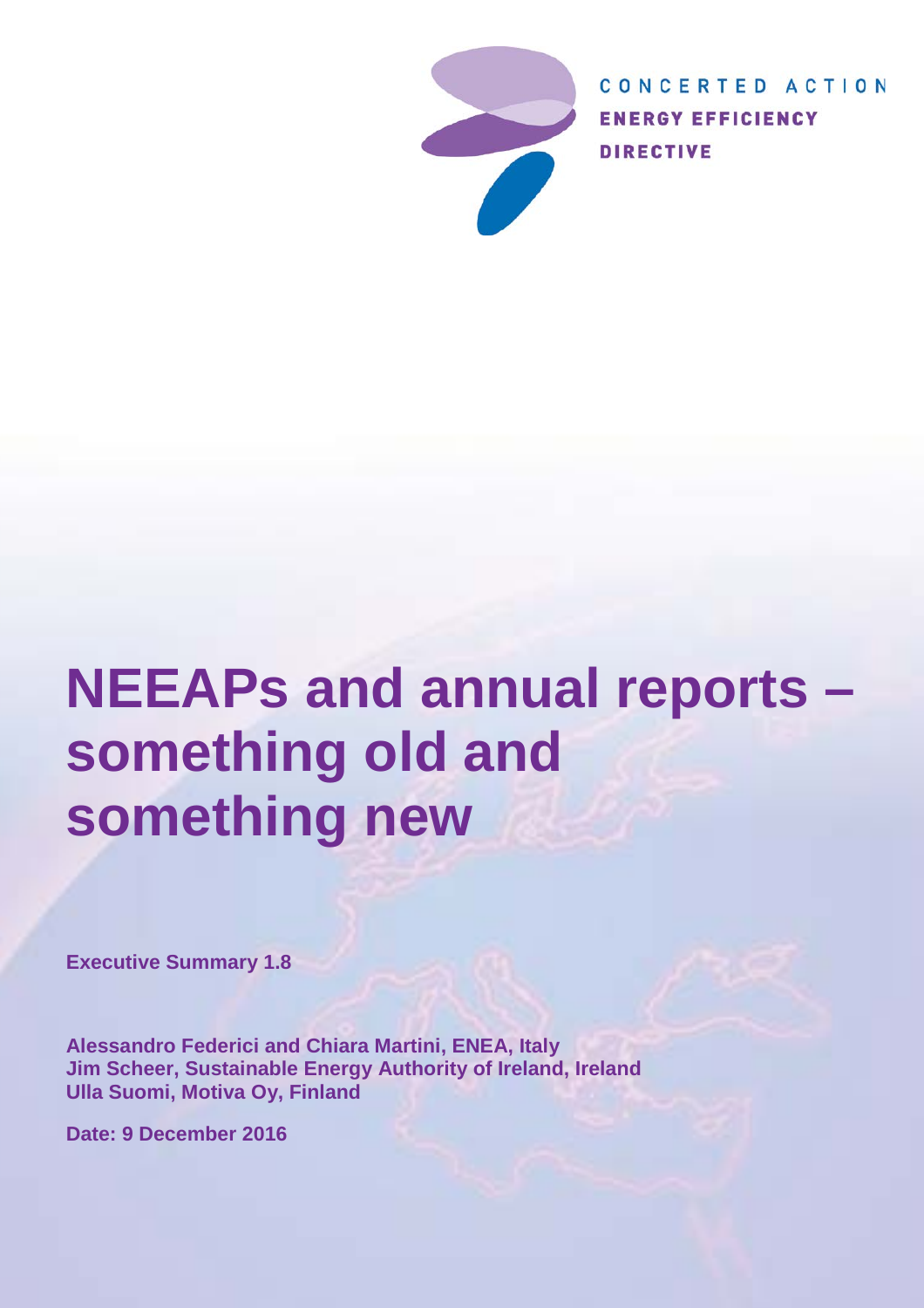CONCERTED ACTION
ENERGY EFFICIENCY
DIRECTIVE

# NEEAPs and annual reports – something old and something new

**Executive Summary 1.8**

**Alessandro Federici and Chiara Martini, ENEA, Italy**
**Jim Scheer, Sustainable Energy Authority of Ireland, Ireland**
**Ulla Suomi, Motiva Oy, Finland**

**Date: 9 December 2016**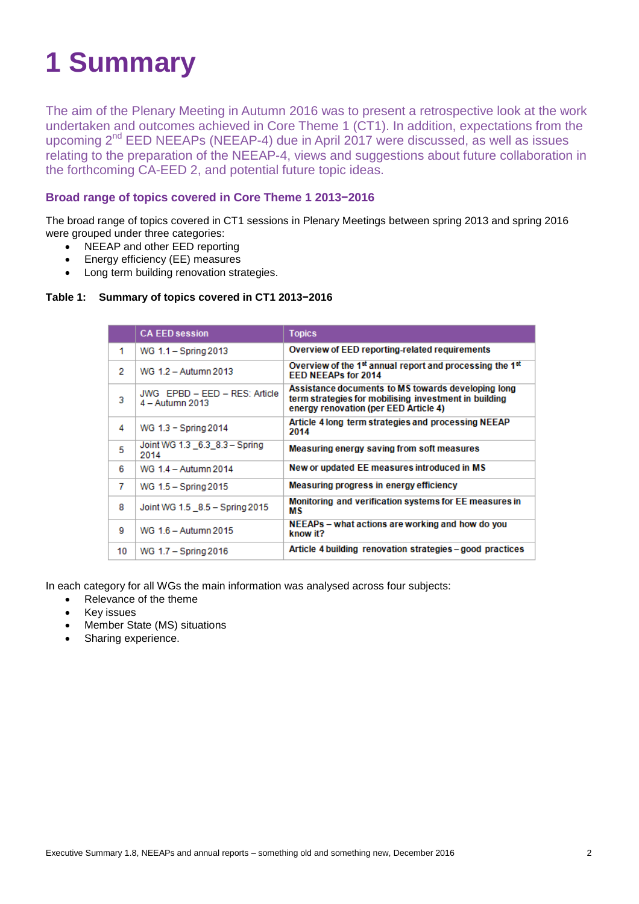# 1 Summary

The aim of the Plenary Meeting in Autumn 2016 was to present a retrospective look at the work undertaken and outcomes achieved in Core Theme 1 (CT1). In addition, expectations from the upcoming 2nd EED NEEAPs (NEEAP-4) due in April 2017 were discussed, as well as issues relating to the preparation of the NEEAP-4, views and suggestions about future collaboration in the forthcoming CA-EED 2, and potential future topic ideas.

### Broad range of topics covered in Core Theme 1 2013−2016

The broad range of topics covered in CT1 sessions in Plenary Meetings between spring 2013 and spring 2016 were grouped under three categories:

- NEEAP and other EED reporting
- Energy efficiency (EE) measures
- Long term building renovation strategies.

**Table 1: Summary of topics covered in CT1 2013−2016**

| | CA EED session | Topics |
|---|---|---|
| 1 | WG 1.1 – Spring 2013 | **Overview of EED reporting-related requirements** |
| 2 | WG 1.2 – Autumn 2013 | **Overview of the 1st annual report and processing the 1st EED NEEAPs for 2014** |
| 3 | JWG EPBD – EED – RES: Article 4 – Autumn 2013 | **Assistance documents to MS towards developing long term strategies for mobilising investment in building energy renovation (per EED Article 4)** |
| 4 | WG 1.3 – Spring 2014 | **Article 4 long term strategies and processing NEEAP 2014** |
| 5 | Joint WG 1.3 _6.3_8.3 – Spring 2014 | **Measuring energy saving from soft measures** |
| 6 | WG 1.4 – Autumn 2014 | **New or updated EE measures introduced in MS** |
| 7 | WG 1.5 – Spring 2015 | **Measuring progress in energy efficiency** |
| 8 | Joint WG 1.5 _8.5 – Spring 2015 | **Monitoring and verification systems for EE measures in MS** |
| 9 | WG 1.6 – Autumn 2015 | **NEEAPs – what actions are working and how do you know it?** |
| 10 | WG 1.7 – Spring 2016 | **Article 4 building renovation strategies – good practices** |

In each category for all WGs the main information was analysed across four subjects:

- Relevance of the theme
- Key issues
- Member State (MS) situations
- Sharing experience.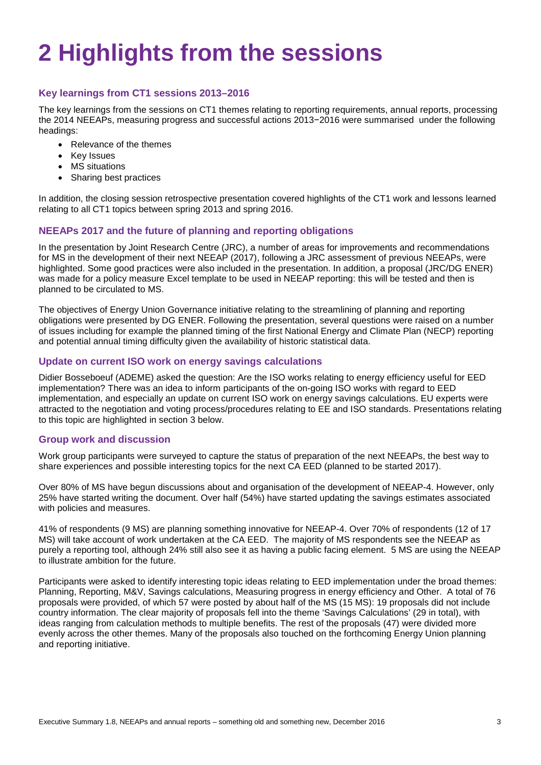# 2 Highlights from the sessions

## Key learnings from CT1 sessions 2013–2016

The key learnings from the sessions on CT1 themes relating to reporting requirements, annual reports, processing the 2014 NEEAPs, measuring progress and successful actions 2013−2016 were summarised under the following headings:

- Relevance of the themes
- Key Issues
- MS situations
- Sharing best practices

In addition, the closing session retrospective presentation covered highlights of the CT1 work and lessons learned relating to all CT1 topics between spring 2013 and spring 2016.

## NEEAPs 2017 and the future of planning and reporting obligations

In the presentation by Joint Research Centre (JRC), a number of areas for improvements and recommendations for MS in the development of their next NEEAP (2017), following a JRC assessment of previous NEEAPs, were highlighted. Some good practices were also included in the presentation. In addition, a proposal (JRC/DG ENER) was made for a policy measure Excel template to be used in NEEAP reporting: this will be tested and then is planned to be circulated to MS.

The objectives of Energy Union Governance initiative relating to the streamlining of planning and reporting obligations were presented by DG ENER. Following the presentation, several questions were raised on a number of issues including for example the planned timing of the first National Energy and Climate Plan (NECP) reporting and potential annual timing difficulty given the availability of historic statistical data.

## Update on current ISO work on energy savings calculations

Didier Bosseboeuf (ADEME) asked the question: Are the ISO works relating to energy efficiency useful for EED implementation? There was an idea to inform participants of the on-going ISO works with regard to EED implementation, and especially an update on current ISO work on energy savings calculations. EU experts were attracted to the negotiation and voting process/procedures relating to EE and ISO standards. Presentations relating to this topic are highlighted in section 3 below.

## Group work and discussion

Work group participants were surveyed to capture the status of preparation of the next NEEAPs, the best way to share experiences and possible interesting topics for the next CA EED (planned to be started 2017).

Over 80% of MS have begun discussions about and organisation of the development of NEEAP-4. However, only 25% have started writing the document. Over half (54%) have started updating the savings estimates associated with policies and measures.

41% of respondents (9 MS) are planning something innovative for NEEAP-4. Over 70% of respondents (12 of 17 MS) will take account of work undertaken at the CA EED. The majority of MS respondents see the NEEAP as purely a reporting tool, although 24% still also see it as having a public facing element. 5 MS are using the NEEAP to illustrate ambition for the future.

Participants were asked to identify interesting topic ideas relating to EED implementation under the broad themes: Planning, Reporting, M&V, Savings calculations, Measuring progress in energy efficiency and Other. A total of 76 proposals were provided, of which 57 were posted by about half of the MS (15 MS): 19 proposals did not include country information. The clear majority of proposals fell into the theme 'Savings Calculations' (29 in total), with ideas ranging from calculation methods to multiple benefits. The rest of the proposals (47) were divided more evenly across the other themes. Many of the proposals also touched on the forthcoming Energy Union planning and reporting initiative.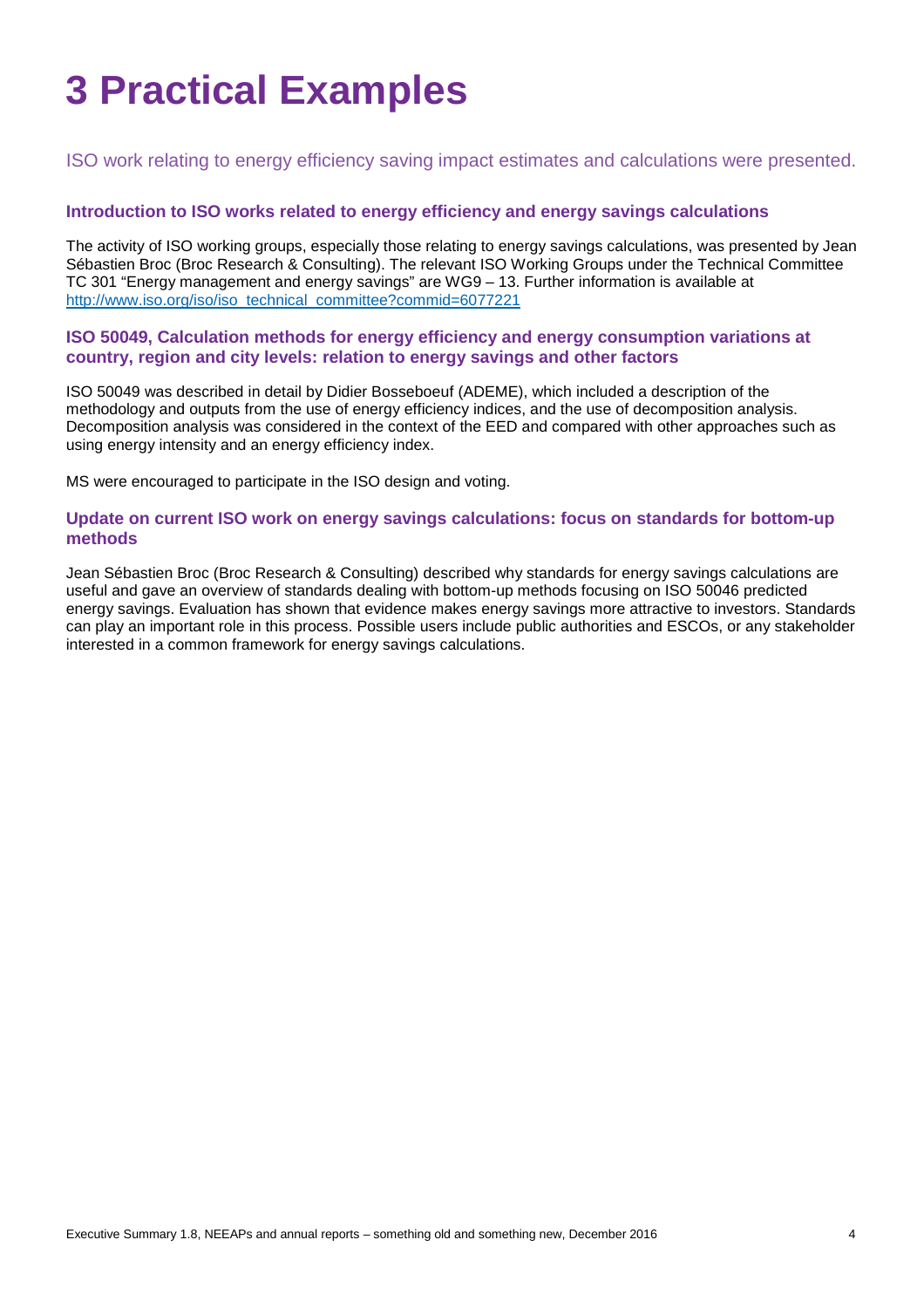# 3 Practical Examples

ISO work relating to energy efficiency saving impact estimates and calculations were presented.

### Introduction to ISO works related to energy efficiency and energy savings calculations

The activity of ISO working groups, especially those relating to energy savings calculations, was presented by Jean Sébastien Broc (Broc Research & Consulting). The relevant ISO Working Groups under the Technical Committee TC 301 "Energy management and energy savings" are WG9 – 13. Further information is available at http://www.iso.org/iso/iso_technical_committee?commid=6077221

### ISO 50049, Calculation methods for energy efficiency and energy consumption variations at country, region and city levels: relation to energy savings and other factors

ISO 50049 was described in detail by Didier Bosseboeuf (ADEME), which included a description of the methodology and outputs from the use of energy efficiency indices, and the use of decomposition analysis. Decomposition analysis was considered in the context of the EED and compared with other approaches such as using energy intensity and an energy efficiency index.

MS were encouraged to participate in the ISO design and voting.

### Update on current ISO work on energy savings calculations: focus on standards for bottom-up methods

Jean Sébastien Broc (Broc Research & Consulting) described why standards for energy savings calculations are useful and gave an overview of standards dealing with bottom-up methods focusing on ISO 50046 predicted energy savings. Evaluation has shown that evidence makes energy savings more attractive to investors. Standards can play an important role in this process. Possible users include public authorities and ESCOs, or any stakeholder interested in a common framework for energy savings calculations.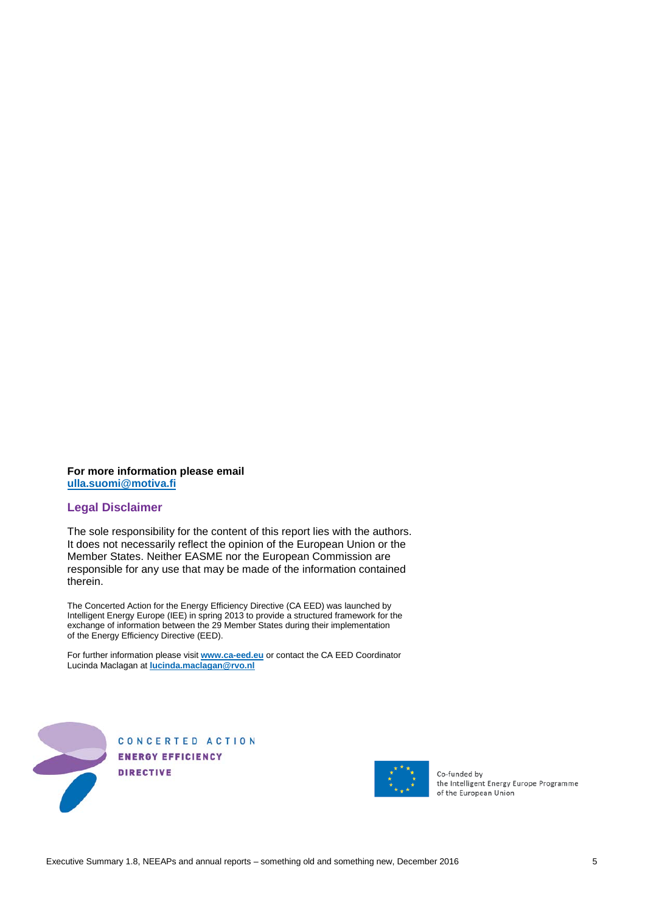**For more information please email**
**ulla.suomi@motiva.fi**

## Legal Disclaimer

The sole responsibility for the content of this report lies with the authors. It does not necessarily reflect the opinion of the European Union or the Member States. Neither EASME nor the European Commission are responsible for any use that may be made of the information contained therein.

The Concerted Action for the Energy Efficiency Directive (CA EED) was launched by Intelligent Energy Europe (IEE) in spring 2013 to provide a structured framework for the exchange of information between the 29 Member States during their implementation of the Energy Efficiency Directive (EED).

For further information please visit **www.ca-eed.eu** or contact the CA EED Coordinator Lucinda Maclagan at **lucinda.maclagan@rvo.nl**

CONCERTED ACTION
ENERGY EFFICIENCY
DIRECTIVE

Co-funded by
the Intelligent Energy Europe Programme
of the European Union